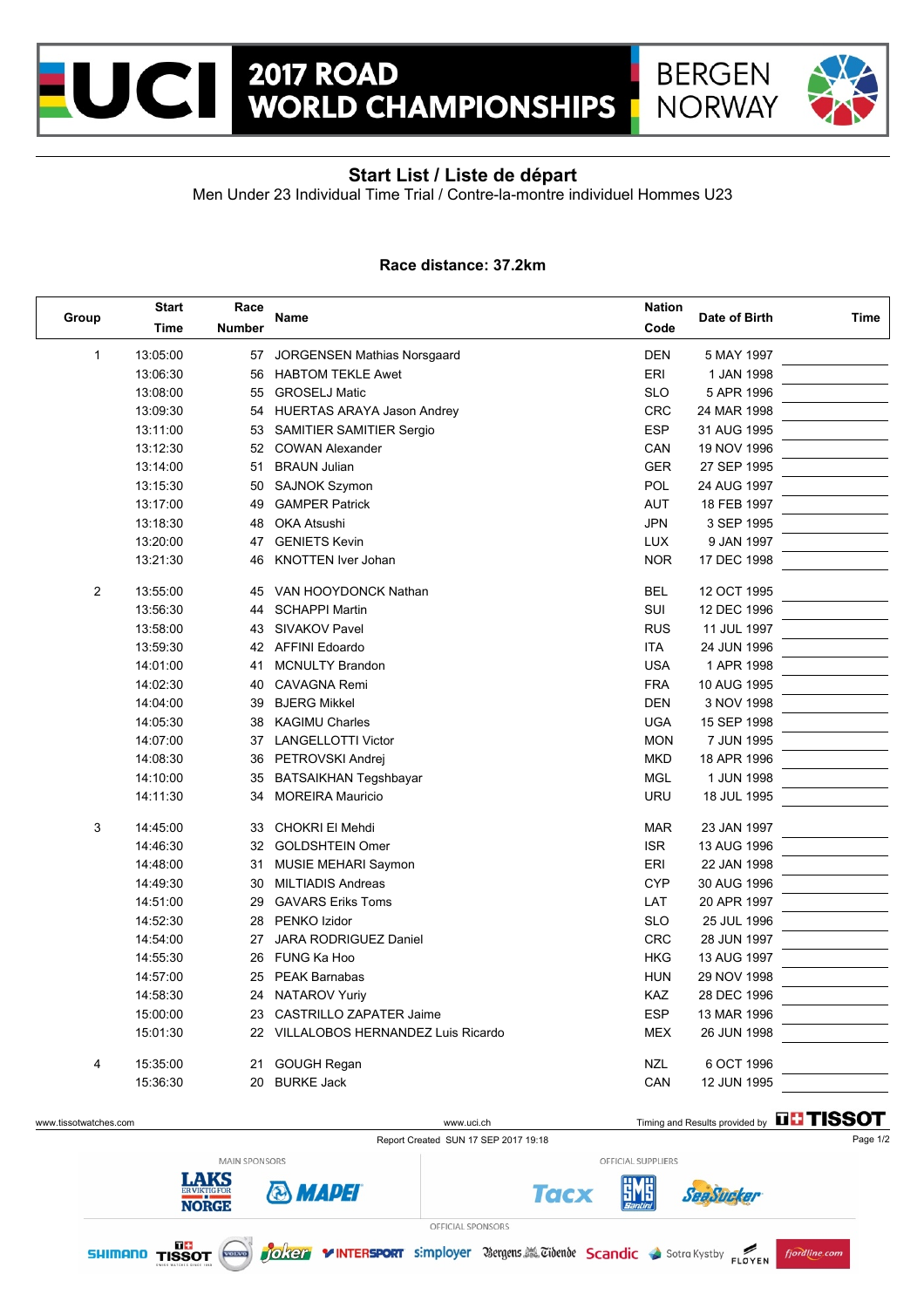# 2017 ROAD WORLD CHAMPIONSHIPS

BERGEN NORWAY

## Start List / Liste de départ

Men Under 23 Individual Time Trial / Contre-la-montre individuel Hommes U23

**Race distance: 37.2km**

| Group | Start Time | Race Number | Name | Nation Code | Date of Birth | Time |
|---|---|---|---|---|---|---|
| 1 | 13:05:00 | 57 | JORGENSEN Mathias Norsgaard | DEN | 5 MAY 1997 | |
| | 13:06:30 | 56 | HABTOM TEKLE Awet | ERI | 1 JAN 1998 | |
| | 13:08:00 | 55 | GROSELJ Matic | SLO | 5 APR 1996 | |
| | 13:09:30 | 54 | HUERTAS ARAYA Jason Andrey | CRC | 24 MAR 1998 | |
| | 13:11:00 | 53 | SAMITIER SAMITIER Sergio | ESP | 31 AUG 1995 | |
| | 13:12:30 | 52 | COWAN Alexander | CAN | 19 NOV 1996 | |
| | 13:14:00 | 51 | BRAUN Julian | GER | 27 SEP 1995 | |
| | 13:15:30 | 50 | SAJNOK Szymon | POL | 24 AUG 1997 | |
| | 13:17:00 | 49 | GAMPER Patrick | AUT | 18 FEB 1997 | |
| | 13:18:30 | 48 | OKA Atsushi | JPN | 3 SEP 1995 | |
| | 13:20:00 | 47 | GENIETS Kevin | LUX | 9 JAN 1997 | |
| | 13:21:30 | 46 | KNOTTEN Iver Johan | NOR | 17 DEC 1998 | |
| 2 | 13:55:00 | 45 | VAN HOOYDONCK Nathan | BEL | 12 OCT 1995 | |
| | 13:56:30 | 44 | SCHAPPI Martin | SUI | 12 DEC 1996 | |
| | 13:58:00 | 43 | SIVAKOV Pavel | RUS | 11 JUL 1997 | |
| | 13:59:30 | 42 | AFFINI Edoardo | ITA | 24 JUN 1996 | |
| | 14:01:00 | 41 | MCNULTY Brandon | USA | 1 APR 1998 | |
| | 14:02:30 | 40 | CAVAGNA Remi | FRA | 10 AUG 1995 | |
| | 14:04:00 | 39 | BJERG Mikkel | DEN | 3 NOV 1998 | |
| | 14:05:30 | 38 | KAGIMU Charles | UGA | 15 SEP 1998 | |
| | 14:07:00 | 37 | LANGELLOTTI Victor | MON | 7 JUN 1995 | |
| | 14:08:30 | 36 | PETROVSKI Andrej | MKD | 18 APR 1996 | |
| | 14:10:00 | 35 | BATSAIKHAN Tegshbayar | MGL | 1 JUN 1998 | |
| | 14:11:30 | 34 | MOREIRA Mauricio | URU | 18 JUL 1995 | |
| 3 | 14:45:00 | 33 | CHOKRI El Mehdi | MAR | 23 JAN 1997 | |
| | 14:46:30 | 32 | GOLDSHTEIN Omer | ISR | 13 AUG 1996 | |
| | 14:48:00 | 31 | MUSIE MEHARI Saymon | ERI | 22 JAN 1998 | |
| | 14:49:30 | 30 | MILTIADIS Andreas | CYP | 30 AUG 1996 | |
| | 14:51:00 | 29 | GAVARS Eriks Toms | LAT | 20 APR 1997 | |
| | 14:52:30 | 28 | PENKO Izidor | SLO | 25 JUL 1996 | |
| | 14:54:00 | 27 | JARA RODRIGUEZ Daniel | CRC | 28 JUN 1997 | |
| | 14:55:30 | 26 | FUNG Ka Hoo | HKG | 13 AUG 1997 | |
| | 14:57:00 | 25 | PEAK Barnabas | HUN | 29 NOV 1998 | |
| | 14:58:30 | 24 | NATAROV Yuriy | KAZ | 28 DEC 1996 | |
| | 15:00:00 | 23 | CASTRILLO ZAPATER Jaime | ESP | 13 MAR 1996 | |
| | 15:01:30 | 22 | VILLALOBOS HERNANDEZ Luis Ricardo | MEX | 26 JUN 1998 | |
| 4 | 15:35:00 | 21 | GOUGH Regan | NZL | 6 OCT 1996 | |
| | 15:36:30 | 20 | BURKE Jack | CAN | 12 JUN 1995 | |

www.tissotwatches.com www.uci.ch Timing and Results provided by TISSOT

Report Created SUN 17 SEP 2017 19:18

MAIN SPONSORS: LAKS ER VIKTIG FOR NORGE, MAPEI

OFFICIAL SUPPLIERS: Tacx, SMS Santini, SeaSucker

OFFICIAL SPONSORS: SHIMANO, TISSOT, VOLVO, Joker, INTERSPORT, s:mployer, Bergens Tidende, Scandic, Sotra Kystby, FLØYEN, fjordline.com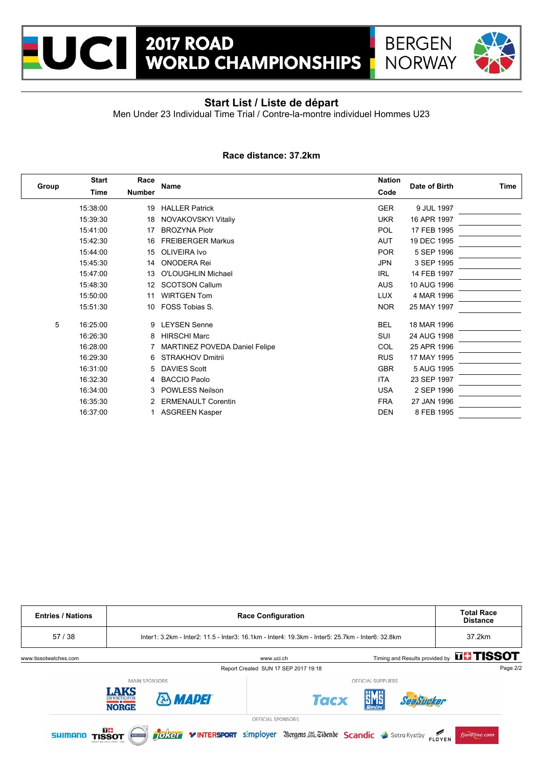## Start List / Liste de départ

Men Under 23 Individual Time Trial / Contre-la-montre individuel Hommes U23

**Race distance: 37.2km**

| Group | Start Time | Race Number | Name | Nation Code | Date of Birth | Time |
|---|---|---|---|---|---|---|
| | 15:38:00 | 19 | HALLER Patrick | GER | 9 JUL 1997 | |
| | 15:39:30 | 18 | NOVAKOVSKYI Vitaliy | UKR | 16 APR 1997 | |
| | 15:41:00 | 17 | BROZYNA Piotr | POL | 17 FEB 1995 | |
| | 15:42:30 | 16 | FREIBERGER Markus | AUT | 19 DEC 1995 | |
| | 15:44:00 | 15 | OLIVEIRA Ivo | POR | 5 SEP 1996 | |
| | 15:45:30 | 14 | ONODERA Rei | JPN | 3 SEP 1995 | |
| | 15:47:00 | 13 | O'LOUGHLIN Michael | IRL | 14 FEB 1997 | |
| | 15:48:30 | 12 | SCOTSON Callum | AUS | 10 AUG 1996 | |
| | 15:50:00 | 11 | WIRTGEN Tom | LUX | 4 MAR 1996 | |
| | 15:51:30 | 10 | FOSS Tobias S. | NOR | 25 MAY 1997 | |
| 5 | 16:25:00 | 9 | LEYSEN Senne | BEL | 18 MAR 1996 | |
| | 16:26:30 | 8 | HIRSCHI Marc | SUI | 24 AUG 1998 | |
| | 16:28:00 | 7 | MARTINEZ POVEDA Daniel Felipe | COL | 25 APR 1996 | |
| | 16:29:30 | 6 | STRAKHOV Dmitrii | RUS | 17 MAY 1995 | |
| | 16:31:00 | 5 | DAVIES Scott | GBR | 5 AUG 1995 | |
| | 16:32:30 | 4 | BACCIO Paolo | ITA | 23 SEP 1997 | |
| | 16:34:00 | 3 | POWLESS Neilson | USA | 2 SEP 1996 | |
| | 16:35:30 | 2 | ERMENAULT Corentin | FRA | 27 JAN 1996 | |
| | 16:37:00 | 1 | ASGREEN Kasper | DEN | 8 FEB 1995 | |

| Entries / Nations | Race Configuration | Total Race Distance |
|---|---|---|
| 57 / 38 | Inter1: 3.2km - Inter2: 11.5 - Inter3: 16.1km - Inter4: 19.3km - Inter5: 25.7km - Inter6: 32.8km | 37.2km |

www.tissotwatches.com www.uci.ch Timing and Results provided by TISSOT

Report Created SUN 17 SEP 2017 19:18